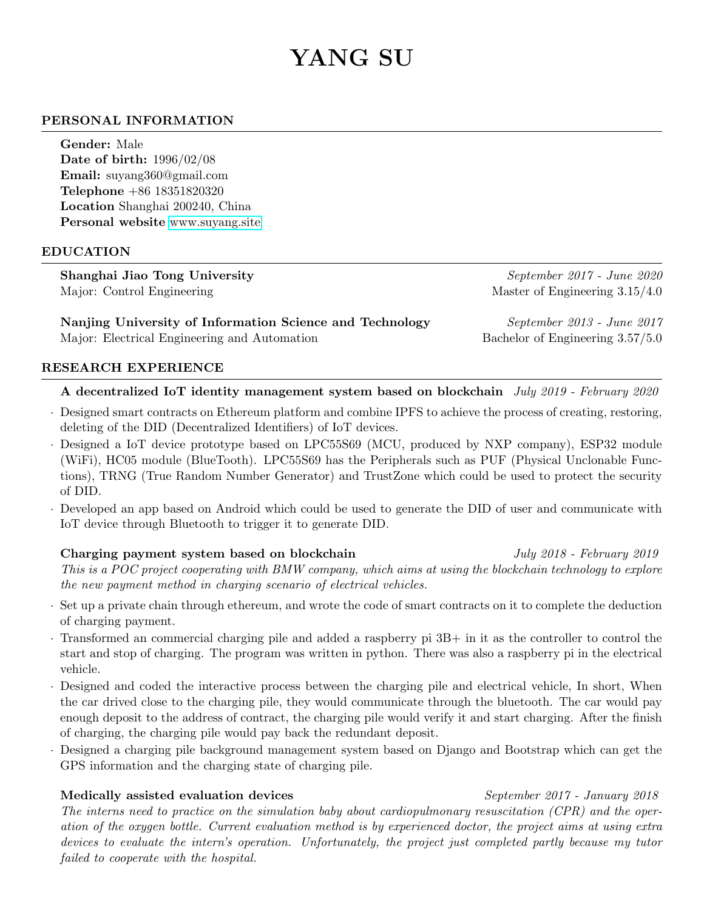# YANG SU

## PERSONAL INFORMATION

**Gender:** Male
**Date of birth:** 1996/02/08
**Email:** suyang360@gmail.com
**Telephone** +86 18351820320
**Location** Shanghai 200240, China
**Personal website** www.suyang.site

## EDUCATION

**Shanghai Jiao Tong University** *September 2017 - June 2020*
Major: Control Engineering — Master of Engineering 3.15/4.0

**Nanjing University of Information Science and Technology** *September 2013 - June 2017*
Major: Electrical Engineering and Automation — Bachelor of Engineering 3.57/5.0

## RESEARCH EXPERIENCE

### A decentralized IoT identity management system based on blockchain *July 2019 - February 2020*

- Designed smart contracts on Ethereum platform and combine IPFS to achieve the process of creating, restoring, deleting of the DID (Decentralized Identifiers) of IoT devices.
- Designed a IoT device prototype based on LPC55S69 (MCU, produced by NXP company), ESP32 module (WiFi), HC05 module (BlueTooth). LPC55S69 has the Peripherals such as PUF (Physical Unclonable Functions), TRNG (True Random Number Generator) and TrustZone which could be used to protect the security of DID.
- Developed an app based on Android which could be used to generate the DID of user and communicate with IoT device through Bluetooth to trigger it to generate DID.

### Charging payment system based on blockchain *July 2018 - February 2019*

*This is a POC project cooperating with BMW company, which aims at using the blockchain technology to explore the new payment method in charging scenario of electrical vehicles.*

- Set up a private chain through ethereum, and wrote the code of smart contracts on it to complete the deduction of charging payment.
- Transformed an commercial charging pile and added a raspberry pi 3B+ in it as the controller to control the start and stop of charging. The program was written in python. There was also a raspberry pi in the electrical vehicle.
- Designed and coded the interactive process between the charging pile and electrical vehicle, In short, When the car drived close to the charging pile, they would communicate through the bluetooth. The car would pay enough deposit to the address of contract, the charging pile would verify it and start charging. After the finish of charging, the charging pile would pay back the redundant deposit.
- Designed a charging pile background management system based on Django and Bootstrap which can get the GPS information and the charging state of charging pile.

### Medically assisted evaluation devices *September 2017 - January 2018*

*The interns need to practice on the simulation baby about cardiopulmonary resuscitation (CPR) and the operation of the oxygen bottle. Current evaluation method is by experienced doctor, the project aims at using extra devices to evaluate the intern's operation. Unfortunately, the project just completed partly because my tutor failed to cooperate with the hospital.*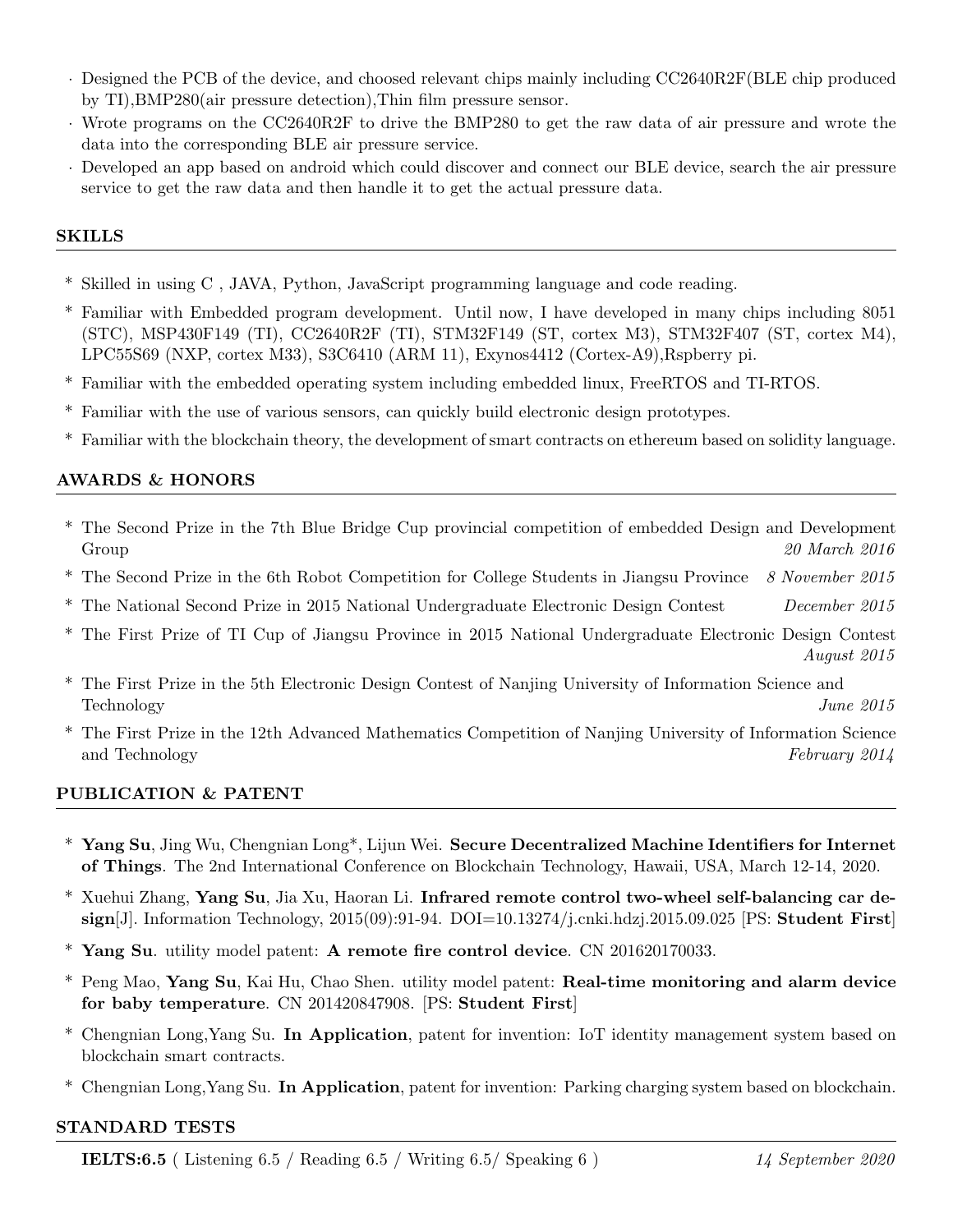- · Designed the PCB of the device, and choosed relevant chips mainly including CC2640R2F(BLE chip produced by TI),BMP280(air pressure detection),Thin film pressure sensor.
- · Wrote programs on the CC2640R2F to drive the BMP280 to get the raw data of air pressure and wrote the data into the corresponding BLE air pressure service.
- · Developed an app based on android which could discover and connect our BLE device, search the air pressure service to get the raw data and then handle it to get the actual pressure data.

## SKILLS

- * Skilled in using C , JAVA, Python, JavaScript programming language and code reading.
- * Familiar with Embedded program development. Until now, I have developed in many chips including 8051 (STC), MSP430F149 (TI), CC2640R2F (TI), STM32F149 (ST, cortex M3), STM32F407 (ST, cortex M4), LPC55S69 (NXP, cortex M33), S3C6410 (ARM 11), Exynos4412 (Cortex-A9),Rspberry pi.
- * Familiar with the embedded operating system including embedded linux, FreeRTOS and TI-RTOS.
- * Familiar with the use of various sensors, can quickly build electronic design prototypes.
- * Familiar with the blockchain theory, the development of smart contracts on ethereum based on solidity language.

## AWARDS & HONORS

- * The Second Prize in the 7th Blue Bridge Cup provincial competition of embedded Design and Development Group *20 March 2016*
- * The Second Prize in the 6th Robot Competition for College Students in Jiangsu Province *8 November 2015*
- * The National Second Prize in 2015 National Undergraduate Electronic Design Contest *December 2015*
- * The First Prize of TI Cup of Jiangsu Province in 2015 National Undergraduate Electronic Design Contest *August 2015*
- * The First Prize in the 5th Electronic Design Contest of Nanjing University of Information Science and Technology *June 2015*
- * The First Prize in the 12th Advanced Mathematics Competition of Nanjing University of Information Science and Technology *February 2014*

## PUBLICATION & PATENT

- * **Yang Su**, Jing Wu, Chengnian Long*, Lijun Wei. **Secure Decentralized Machine Identifiers for Internet of Things**. The 2nd International Conference on Blockchain Technology, Hawaii, USA, March 12-14, 2020.
- * Xuehui Zhang, **Yang Su**, Jia Xu, Haoran Li. **Infrared remote control two-wheel self-balancing car design**[J]. Information Technology, 2015(09):91-94. DOI=10.13274/j.cnki.hdzj.2015.09.025 [PS: **Student First**]
- * **Yang Su**. utility model patent: **A remote fire control device**. CN 201620170033.
- * Peng Mao, **Yang Su**, Kai Hu, Chao Shen. utility model patent: **Real-time monitoring and alarm device for baby temperature**. CN 201420847908. [PS: **Student First**]
- * Chengnian Long,Yang Su. **In Application**, patent for invention: IoT identity management system based on blockchain smart contracts.
- * Chengnian Long,Yang Su. **In Application**, patent for invention: Parking charging system based on blockchain.

## STANDARD TESTS

**IELTS:6.5** ( Listening 6.5 / Reading 6.5 / Writing 6.5/ Speaking 6 ) *14 September 2020*